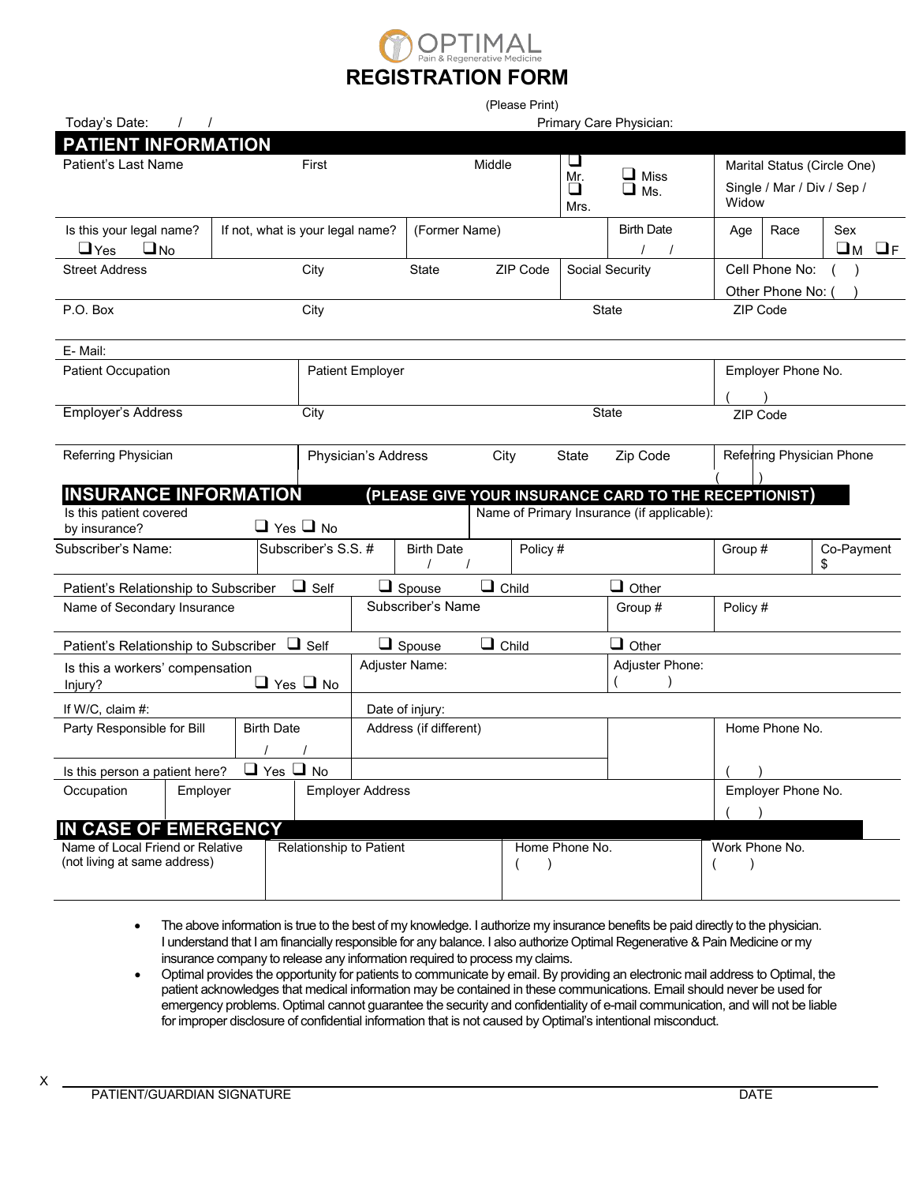OPTIMAL
Pain & Regenerative Medicine

# REGISTRATION FORM

(Please Print)

Today's Date: / / Primary Care Physician:

## PATIENT INFORMATION

| Patient's Last Name | First | Middle | ❑ Mr. ❑ Mrs. ❑ Miss ❑ Ms. | Marital Status (Circle One) Single / Mar / Div / Sep / Widow |
|---|---|---|---|---|

| Is this your legal name? ❑Yes ❑No | If not, what is your legal name? | (Former Name) | Birth Date / / | Age | Race | Sex ❑M ❑F |
|---|---|---|---|---|---|---|

| Street Address | City | State | ZIP Code | Social Security | Cell Phone No: ( ) Other Phone No: ( ) |
|---|---|---|---|---|---|

| P.O. Box | City | State | ZIP Code |
|---|---|---|---|

E- Mail:

| Patient Occupation | Patient Employer | Employer Phone No. ( ) |
|---|---|---|

| Employer's Address | City | State | ZIP Code |
|---|---|---|---|

| Referring Physician | Physician's Address | City | State | Zip Code | Referring Physician Phone ( ) |
|---|---|---|---|---|---|

## INSURANCE INFORMATION (PLEASE GIVE YOUR INSURANCE CARD TO THE RECEPTIONIST)

| Is this patient covered by insurance? ❑ Yes ❑ No | Name of Primary Insurance (if applicable): |
|---|---|

| Subscriber's Name: | Subscriber's S.S. # | Birth Date / / | Policy # | Group # | Co-Payment $ |
|---|---|---|---|---|---|

Patient's Relationship to Subscriber ❑ Self ❑ Spouse ❑ Child ❑ Other

| Name of Secondary Insurance | Subscriber's Name | Group # | Policy # |
|---|---|---|---|

Patient's Relationship to Subscriber ❑ Self ❑ Spouse ❑ Child ❑ Other

| Is this a workers' compensation Injury? ❑ Yes ❑ No | Adjuster Name: | Adjuster Phone: ( ) |
|---|---|---|

| If W/C, claim #: | Date of injury: |
|---|---|

| Party Responsible for Bill | Birth Date / / | Address (if different) | | Home Phone No. ( ) |
|---|---|---|---|---|
| Is this person a patient here? | ❑ Yes ❑ No | | | |

| Occupation | Employer | Employer Address | Employer Phone No. ( ) |
|---|---|---|---|

## IN CASE OF EMERGENCY

| Name of Local Friend or Relative (not living at same address) | Relationship to Patient | Home Phone No. ( ) | Work Phone No. ( ) |
|---|---|---|---|

- The above information is true to the best of my knowledge. I authorize my insurance benefits be paid directly to the physician. I understand that I am financially responsible for any balance. I also authorize Optimal Regenerative & Pain Medicine or my insurance company to release any information required to process my claims.
- Optimal provides the opportunity for patients to communicate by email. By providing an electronic mail address to Optimal, the patient acknowledges that medical information may be contained in these communications. Email should never be used for emergency problems. Optimal cannot guarantee the security and confidentiality of e-mail communication, and will not be liable for improper disclosure of confidential information that is not caused by Optimal's intentional misconduct.

X ______________________________________________________________

PATIENT/GUARDIAN SIGNATURE DATE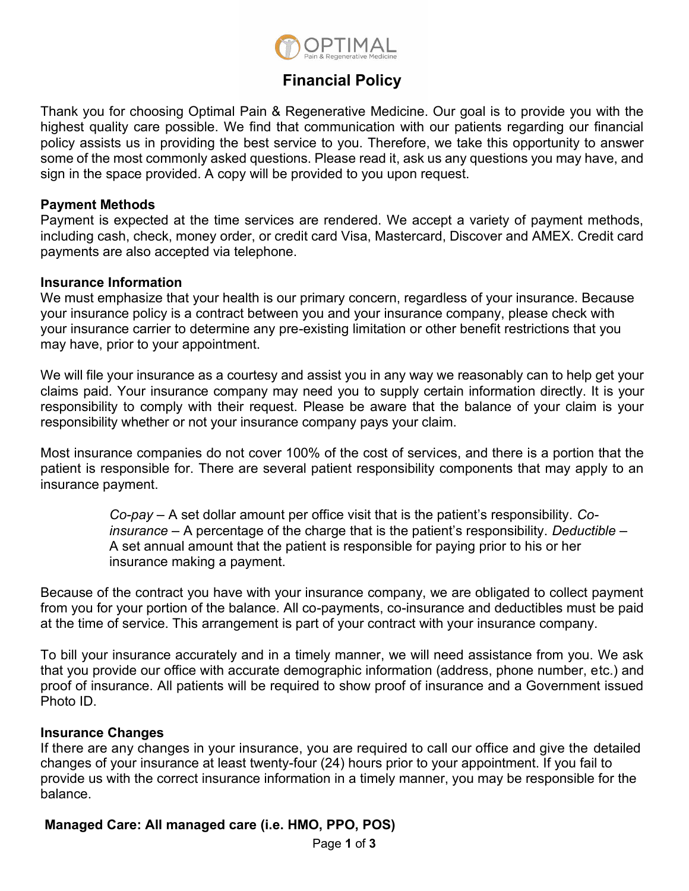# Financial Policy

Thank you for choosing Optimal Pain & Regenerative Medicine. Our goal is to provide you with the highest quality care possible. We find that communication with our patients regarding our financial policy assists us in providing the best service to you. Therefore, we take this opportunity to answer some of the most commonly asked questions. Please read it, ask us any questions you may have, and sign in the space provided. A copy will be provided to you upon request.

**Payment Methods**

Payment is expected at the time services are rendered. We accept a variety of payment methods, including cash, check, money order, or credit card Visa, Mastercard, Discover and AMEX. Credit card payments are also accepted via telephone.

**Insurance Information**

We must emphasize that your health is our primary concern, regardless of your insurance. Because your insurance policy is a contract between you and your insurance company, please check with your insurance carrier to determine any pre-existing limitation or other benefit restrictions that you may have, prior to your appointment.

We will file your insurance as a courtesy and assist you in any way we reasonably can to help get your claims paid. Your insurance company may need you to supply certain information directly. It is your responsibility to comply with their request. Please be aware that the balance of your claim is your responsibility whether or not your insurance company pays your claim.

Most insurance companies do not cover 100% of the cost of services, and there is a portion that the patient is responsible for. There are several patient responsibility components that may apply to an insurance payment.

> *Co-pay* – A set dollar amount per office visit that is the patient's responsibility. *Co-insurance* – A percentage of the charge that is the patient's responsibility. *Deductible* – A set annual amount that the patient is responsible for paying prior to his or her insurance making a payment.

Because of the contract you have with your insurance company, we are obligated to collect payment from you for your portion of the balance. All co-payments, co-insurance and deductibles must be paid at the time of service. This arrangement is part of your contract with your insurance company.

To bill your insurance accurately and in a timely manner, we will need assistance from you. We ask that you provide our office with accurate demographic information (address, phone number, etc.) and proof of insurance. All patients will be required to show proof of insurance and a Government issued Photo ID.

**Insurance Changes**

If there are any changes in your insurance, you are required to call our office and give the detailed changes of your insurance at least twenty-four (24) hours prior to your appointment. If you fail to provide us with the correct insurance information in a timely manner, you may be responsible for the balance.

**Managed Care: All managed care (i.e. HMO, PPO, POS)**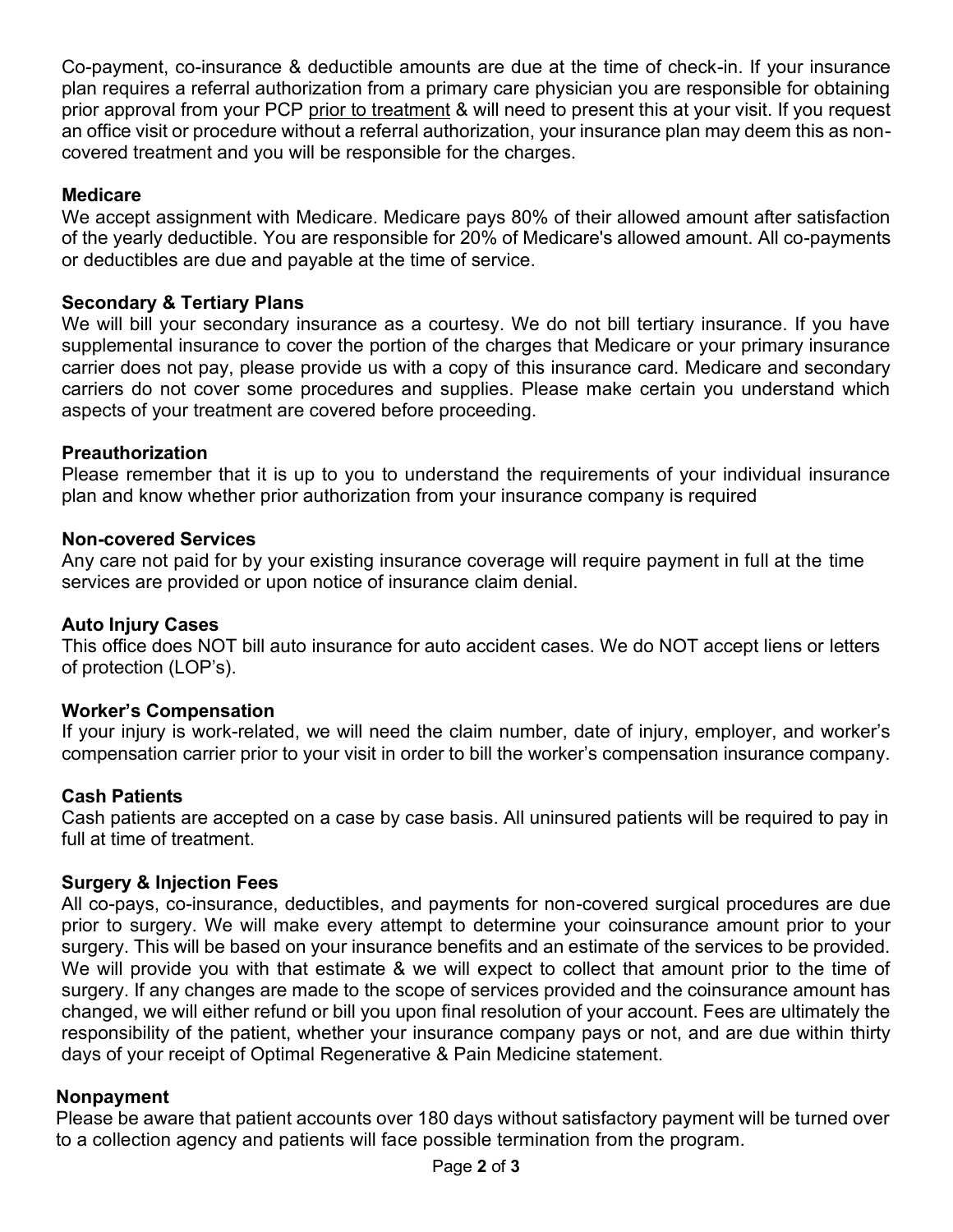Co-payment, co-insurance & deductible amounts are due at the time of check-in. If your insurance plan requires a referral authorization from a primary care physician you are responsible for obtaining prior approval from your PCP prior to treatment & will need to present this at your visit. If you request an office visit or procedure without a referral authorization, your insurance plan may deem this as non-covered treatment and you will be responsible for the charges.

**Medicare**

We accept assignment with Medicare. Medicare pays 80% of their allowed amount after satisfaction of the yearly deductible. You are responsible for 20% of Medicare's allowed amount. All co-payments or deductibles are due and payable at the time of service.

**Secondary & Tertiary Plans**

We will bill your secondary insurance as a courtesy. We do not bill tertiary insurance. If you have supplemental insurance to cover the portion of the charges that Medicare or your primary insurance carrier does not pay, please provide us with a copy of this insurance card. Medicare and secondary carriers do not cover some procedures and supplies. Please make certain you understand which aspects of your treatment are covered before proceeding.

**Preauthorization**

Please remember that it is up to you to understand the requirements of your individual insurance plan and know whether prior authorization from your insurance company is required

**Non-covered Services**

Any care not paid for by your existing insurance coverage will require payment in full at the time services are provided or upon notice of insurance claim denial.

**Auto Injury Cases**

This office does NOT bill auto insurance for auto accident cases. We do NOT accept liens or letters of protection (LOP's).

**Worker's Compensation**

If your injury is work-related, we will need the claim number, date of injury, employer, and worker's compensation carrier prior to your visit in order to bill the worker's compensation insurance company.

**Cash Patients**

Cash patients are accepted on a case by case basis. All uninsured patients will be required to pay in full at time of treatment.

**Surgery & Injection Fees**

All co-pays, co-insurance, deductibles, and payments for non-covered surgical procedures are due prior to surgery. We will make every attempt to determine your coinsurance amount prior to your surgery. This will be based on your insurance benefits and an estimate of the services to be provided. We will provide you with that estimate & we will expect to collect that amount prior to the time of surgery. If any changes are made to the scope of services provided and the coinsurance amount has changed, we will either refund or bill you upon final resolution of your account. Fees are ultimately the responsibility of the patient, whether your insurance company pays or not, and are due within thirty days of your receipt of Optimal Regenerative & Pain Medicine statement.

**Nonpayment**

Please be aware that patient accounts over 180 days without satisfactory payment will be turned over to a collection agency and patients will face possible termination from the program.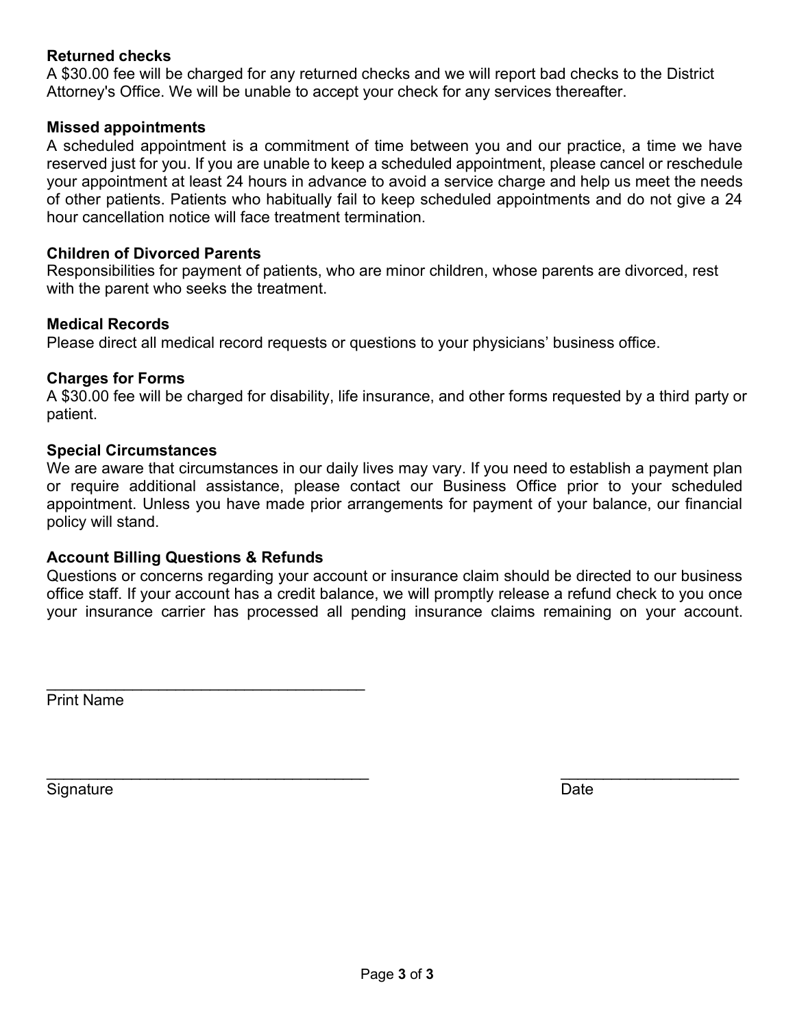**Returned checks**
A $30.00 fee will be charged for any returned checks and we will report bad checks to the District Attorney's Office. We will be unable to accept your check for any services thereafter.

**Missed appointments**
A scheduled appointment is a commitment of time between you and our practice, a time we have reserved just for you. If you are unable to keep a scheduled appointment, please cancel or reschedule your appointment at least 24 hours in advance to avoid a service charge and help us meet the needs of other patients. Patients who habitually fail to keep scheduled appointments and do not give a 24 hour cancellation notice will face treatment termination.

**Children of Divorced Parents**
Responsibilities for payment of patients, who are minor children, whose parents are divorced, rest with the parent who seeks the treatment.

**Medical Records**
Please direct all medical record requests or questions to your physicians' business office.

**Charges for Forms**
A $30.00 fee will be charged for disability, life insurance, and other forms requested by a third party or patient.

**Special Circumstances**
We are aware that circumstances in our daily lives may vary. If you need to establish a payment plan or require additional assistance, please contact our Business Office prior to your scheduled appointment. Unless you have made prior arrangements for payment of your balance, our financial policy will stand.

**Account Billing Questions & Refunds**
Questions or concerns regarding your account or insurance claim should be directed to our business office staff. If your account has a credit balance, we will promptly release a refund check to you once your insurance carrier has processed all pending insurance claims remaining on your account.

_____________________________________
Print Name

_____________________________________ _____________________
Signature Date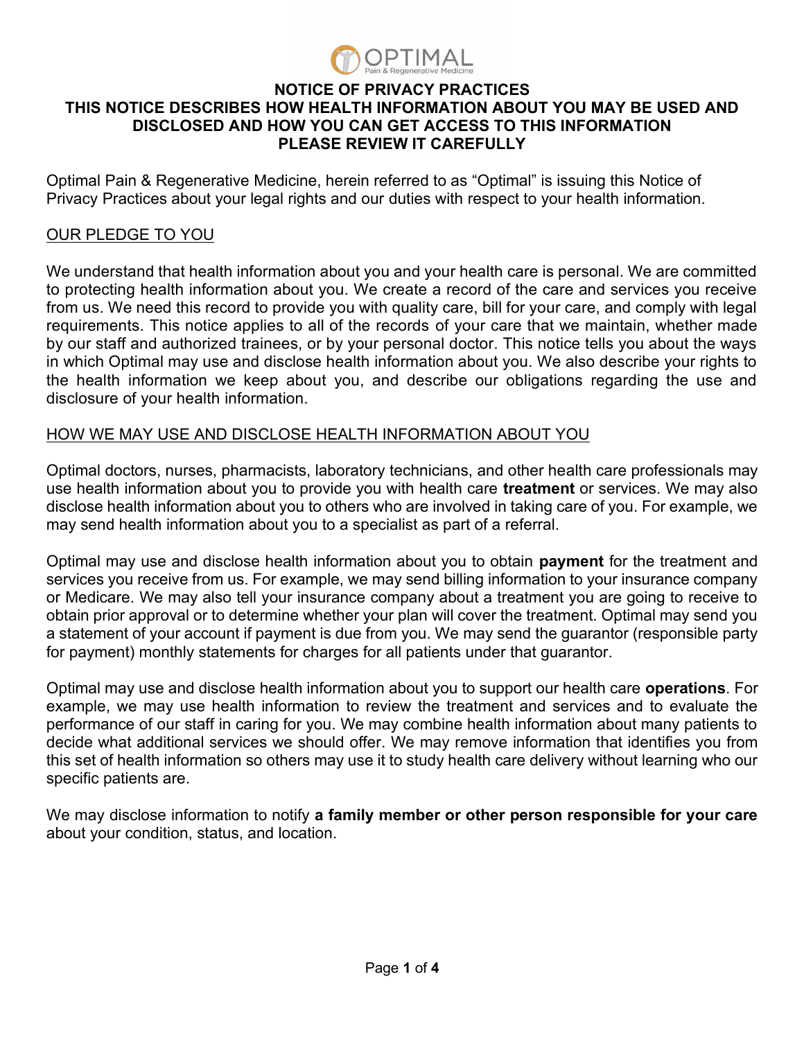OPTIMAL
Pain & Regenerative Medicine

# NOTICE OF PRIVACY PRACTICES

## THIS NOTICE DESCRIBES HOW HEALTH INFORMATION ABOUT YOU MAY BE USED AND DISCLOSED AND HOW YOU CAN GET ACCESS TO THIS INFORMATION PLEASE REVIEW IT CAREFULLY

Optimal Pain & Regenerative Medicine, herein referred to as "Optimal" is issuing this Notice of Privacy Practices about your legal rights and our duties with respect to your health information.

## OUR PLEDGE TO YOU

We understand that health information about you and your health care is personal. We are committed to protecting health information about you. We create a record of the care and services you receive from us. We need this record to provide you with quality care, bill for your care, and comply with legal requirements. This notice applies to all of the records of your care that we maintain, whether made by our staff and authorized trainees, or by your personal doctor. This notice tells you about the ways in which Optimal may use and disclose health information about you. We also describe your rights to the health information we keep about you, and describe our obligations regarding the use and disclosure of your health information.

## HOW WE MAY USE AND DISCLOSE HEALTH INFORMATION ABOUT YOU

Optimal doctors, nurses, pharmacists, laboratory technicians, and other health care professionals may use health information about you to provide you with health care **treatment** or services. We may also disclose health information about you to others who are involved in taking care of you. For example, we may send health information about you to a specialist as part of a referral.

Optimal may use and disclose health information about you to obtain **payment** for the treatment and services you receive from us. For example, we may send billing information to your insurance company or Medicare. We may also tell your insurance company about a treatment you are going to receive to obtain prior approval or to determine whether your plan will cover the treatment. Optimal may send you a statement of your account if payment is due from you. We may send the guarantor (responsible party for payment) monthly statements for charges for all patients under that guarantor.

Optimal may use and disclose health information about you to support our health care **operations**. For example, we may use health information to review the treatment and services and to evaluate the performance of our staff in caring for you. We may combine health information about many patients to decide what additional services we should offer. We may remove information that identifies you from this set of health information so others may use it to study health care delivery without learning who our specific patients are.

We may disclose information to notify **a family member or other person responsible for your care** about your condition, status, and location.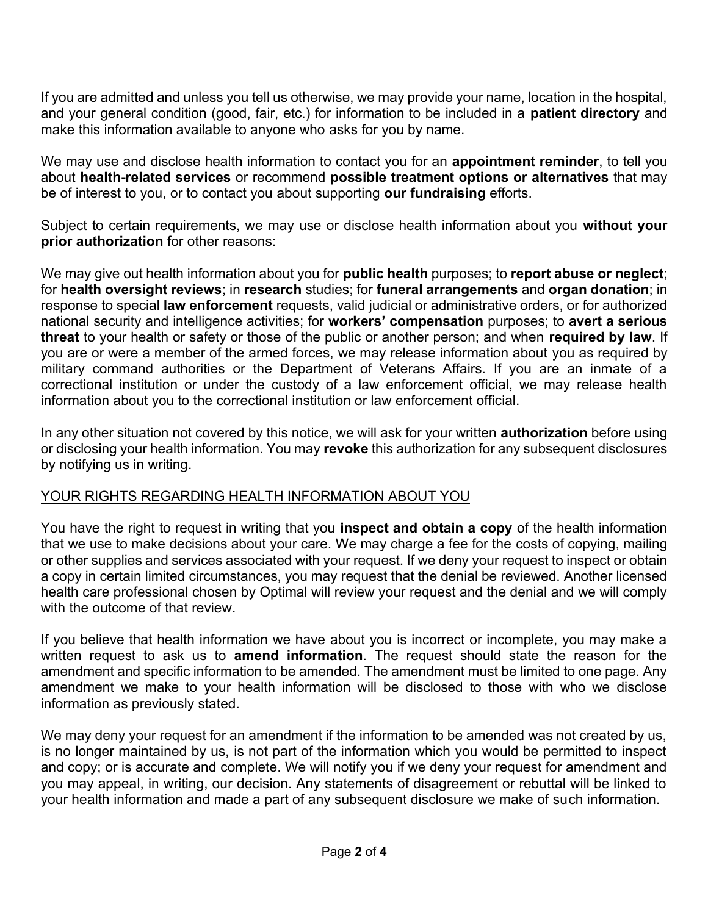If you are admitted and unless you tell us otherwise, we may provide your name, location in the hospital, and your general condition (good, fair, etc.) for information to be included in a **patient directory** and make this information available to anyone who asks for you by name.

We may use and disclose health information to contact you for an **appointment reminder**, to tell you about **health-related services** or recommend **possible treatment options or alternatives** that may be of interest to you, or to contact you about supporting **our fundraising** efforts.

Subject to certain requirements, we may use or disclose health information about you **without your prior authorization** for other reasons:

We may give out health information about you for **public health** purposes; to **report abuse or neglect**; for **health oversight reviews**; in **research** studies; for **funeral arrangements** and **organ donation**; in response to special **law enforcement** requests, valid judicial or administrative orders, or for authorized national security and intelligence activities; for **workers' compensation** purposes; to **avert a serious threat** to your health or safety or those of the public or another person; and when **required by law**. If you are or were a member of the armed forces, we may release information about you as required by military command authorities or the Department of Veterans Affairs. If you are an inmate of a correctional institution or under the custody of a law enforcement official, we may release health information about you to the correctional institution or law enforcement official.

In any other situation not covered by this notice, we will ask for your written **authorization** before using or disclosing your health information. You may **revoke** this authorization for any subsequent disclosures by notifying us in writing.

## YOUR RIGHTS REGARDING HEALTH INFORMATION ABOUT YOU

You have the right to request in writing that you **inspect and obtain a copy** of the health information that we use to make decisions about your care. We may charge a fee for the costs of copying, mailing or other supplies and services associated with your request. If we deny your request to inspect or obtain a copy in certain limited circumstances, you may request that the denial be reviewed. Another licensed health care professional chosen by Optimal will review your request and the denial and we will comply with the outcome of that review.

If you believe that health information we have about you is incorrect or incomplete, you may make a written request to ask us to **amend information**. The request should state the reason for the amendment and specific information to be amended. The amendment must be limited to one page. Any amendment we make to your health information will be disclosed to those with who we disclose information as previously stated.

We may deny your request for an amendment if the information to be amended was not created by us, is no longer maintained by us, is not part of the information which you would be permitted to inspect and copy; or is accurate and complete. We will notify you if we deny your request for amendment and you may appeal, in writing, our decision. Any statements of disagreement or rebuttal will be linked to your health information and made a part of any subsequent disclosure we make of such information.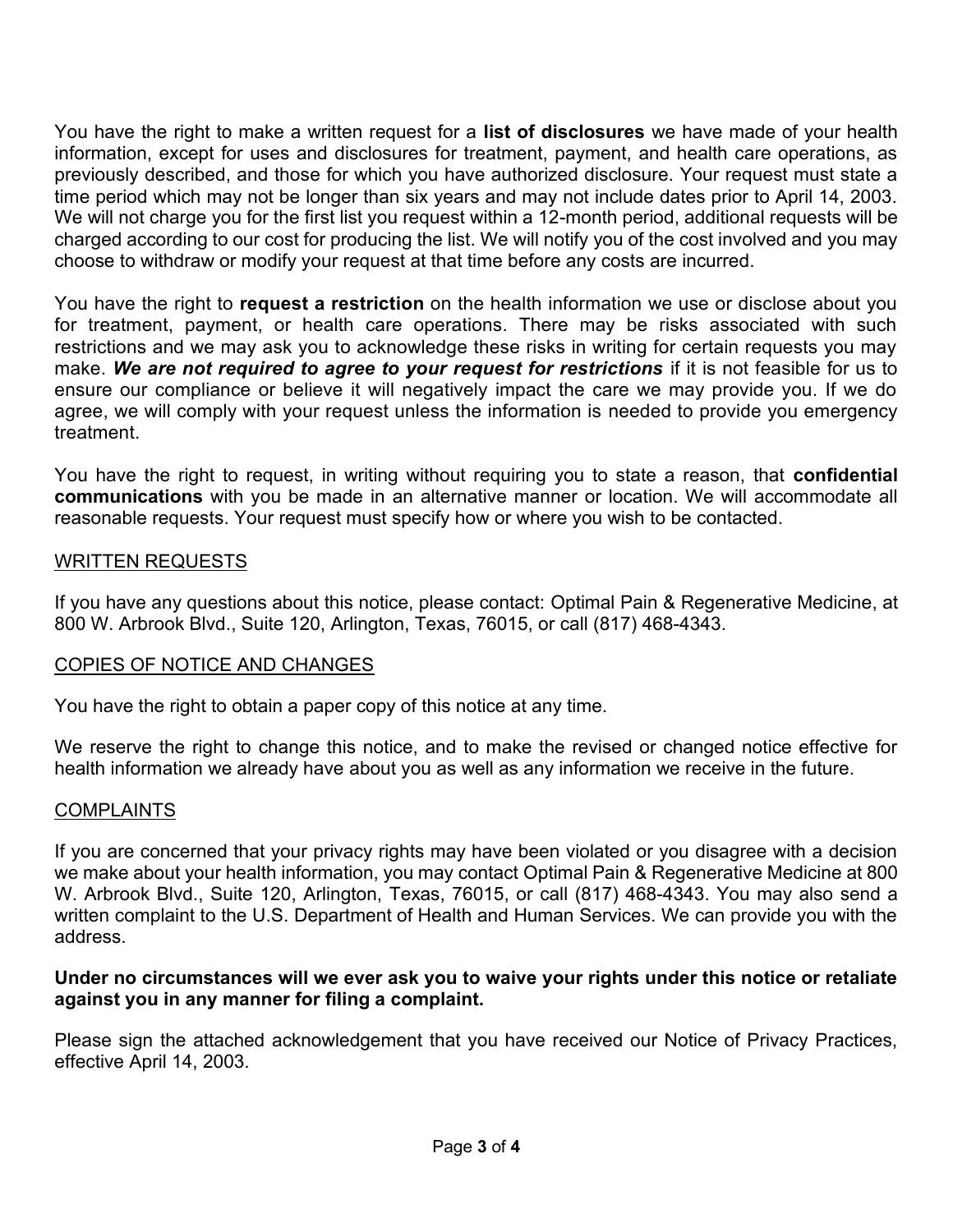You have the right to make a written request for a **list of disclosures** we have made of your health information, except for uses and disclosures for treatment, payment, and health care operations, as previously described, and those for which you have authorized disclosure. Your request must state a time period which may not be longer than six years and may not include dates prior to April 14, 2003. We will not charge you for the first list you request within a 12-month period, additional requests will be charged according to our cost for producing the list. We will notify you of the cost involved and you may choose to withdraw or modify your request at that time before any costs are incurred.

You have the right to **request a restriction** on the health information we use or disclose about you for treatment, payment, or health care operations. There may be risks associated with such restrictions and we may ask you to acknowledge these risks in writing for certain requests you may make. ***We are not required to agree to your request for restrictions*** if it is not feasible for us to ensure our compliance or believe it will negatively impact the care we may provide you. If we do agree, we will comply with your request unless the information is needed to provide you emergency treatment.

You have the right to request, in writing without requiring you to state a reason, that **confidential communications** with you be made in an alternative manner or location. We will accommodate all reasonable requests. Your request must specify how or where you wish to be contacted.

## WRITTEN REQUESTS

If you have any questions about this notice, please contact: Optimal Pain & Regenerative Medicine, at 800 W. Arbrook Blvd., Suite 120, Arlington, Texas, 76015, or call (817) 468-4343.

## COPIES OF NOTICE AND CHANGES

You have the right to obtain a paper copy of this notice at any time.

We reserve the right to change this notice, and to make the revised or changed notice effective for health information we already have about you as well as any information we receive in the future.

## COMPLAINTS

If you are concerned that your privacy rights may have been violated or you disagree with a decision we make about your health information, you may contact Optimal Pain & Regenerative Medicine at 800 W. Arbrook Blvd., Suite 120, Arlington, Texas, 76015, or call (817) 468-4343. You may also send a written complaint to the U.S. Department of Health and Human Services. We can provide you with the address.

**Under no circumstances will we ever ask you to waive your rights under this notice or retaliate against you in any manner for filing a complaint.**

Please sign the attached acknowledgement that you have received our Notice of Privacy Practices, effective April 14, 2003.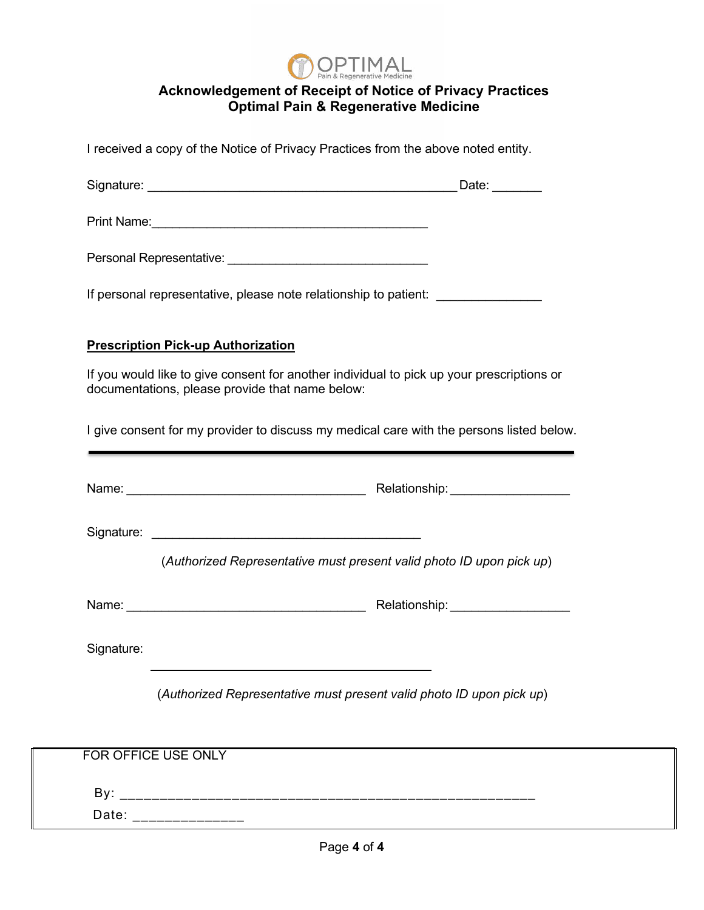## Acknowledgement of Receipt of Notice of Privacy Practices
## Optimal Pain & Regenerative Medicine

I received a copy of the Notice of Privacy Practices from the above noted entity.

Signature: _____________________________________________ Date: _______

Print Name:________________________________________

Personal Representative: _____________________________

If personal representative, please note relationship to patient: _______________

**Prescription Pick-up Authorization**

If you would like to give consent for another individual to pick up your prescriptions or documentations, please provide that name below:

I give consent for my provider to discuss my medical care with the persons listed below.

---

Name: ___________________________________ Relationship:_________________

Signature: ________________________________________

(*Authorized Representative must present valid photo ID upon pick up*)

Name: ___________________________________ Relationship:_________________

Signature: ________________________________________

(*Authorized Representative must present valid photo ID upon pick up*)

FOR OFFICE USE ONLY

By: _______________________________________________________

Date: ______________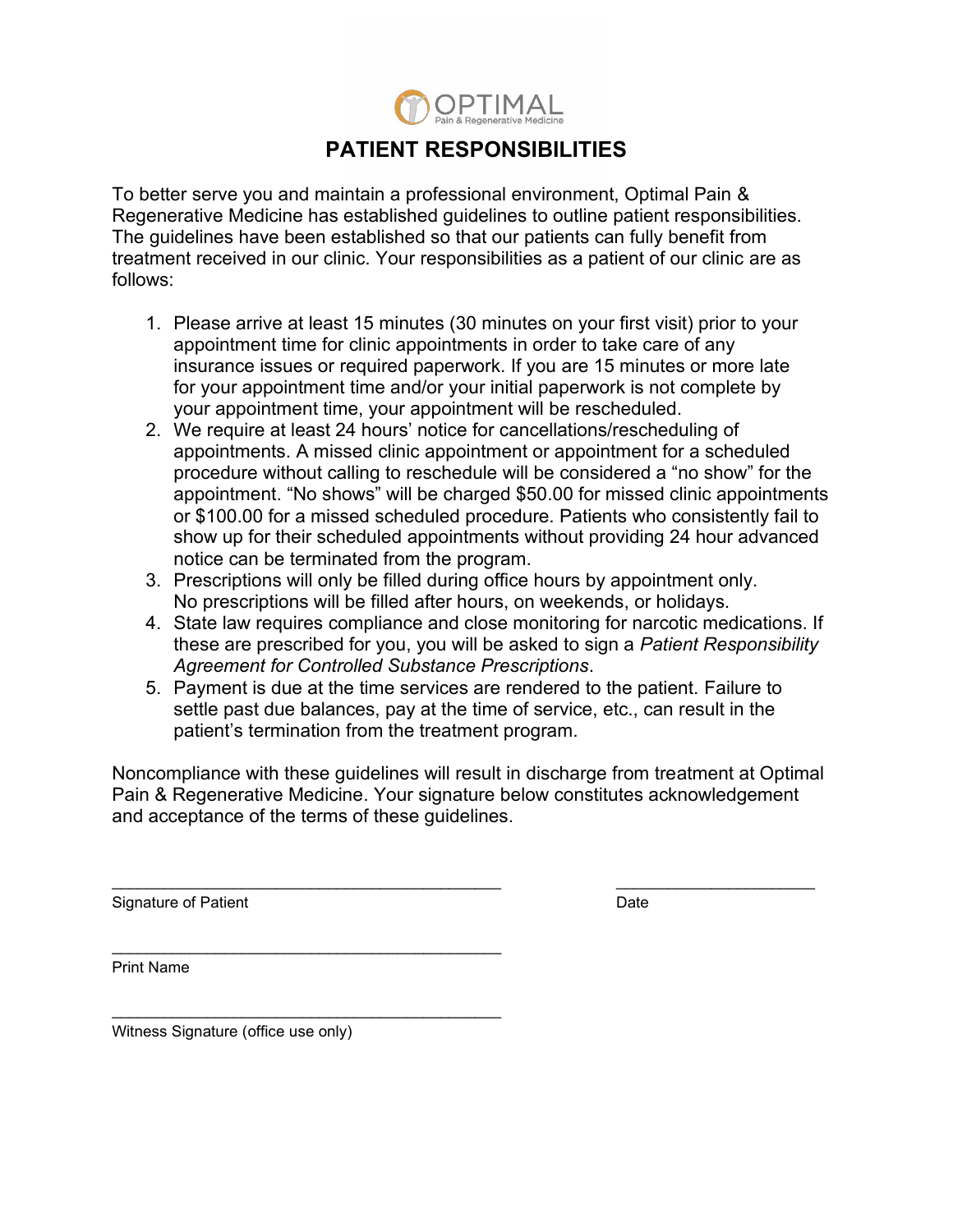OPTIMAL
Pain & Regenerative Medicine

# PATIENT RESPONSIBILITIES

To better serve you and maintain a professional environment, Optimal Pain & Regenerative Medicine has established guidelines to outline patient responsibilities. The guidelines have been established so that our patients can fully benefit from treatment received in our clinic. Your responsibilities as a patient of our clinic are as follows:

1. Please arrive at least 15 minutes (30 minutes on your first visit) prior to your appointment time for clinic appointments in order to take care of any insurance issues or required paperwork. If you are 15 minutes or more late for your appointment time and/or your initial paperwork is not complete by your appointment time, your appointment will be rescheduled.
2. We require at least 24 hours' notice for cancellations/rescheduling of appointments. A missed clinic appointment or appointment for a scheduled procedure without calling to reschedule will be considered a "no show" for the appointment. "No shows" will be charged $50.00 for missed clinic appointments or $100.00 for a missed scheduled procedure. Patients who consistently fail to show up for their scheduled appointments without providing 24 hour advanced notice can be terminated from the program.
3. Prescriptions will only be filled during office hours by appointment only. No prescriptions will be filled after hours, on weekends, or holidays.
4. State law requires compliance and close monitoring for narcotic medications. If these are prescribed for you, you will be asked to sign a *Patient Responsibility Agreement for Controlled Substance Prescriptions*.
5. Payment is due at the time services are rendered to the patient. Failure to settle past due balances, pay at the time of service, etc., can result in the patient's termination from the treatment program.

Noncompliance with these guidelines will result in discharge from treatment at Optimal Pain & Regenerative Medicine. Your signature below constitutes acknowledgement and acceptance of the terms of these guidelines.

_____________________________________________ _______________________

Signature of Patient Date

_____________________________________________

Print Name

_____________________________________________

Witness Signature (office use only)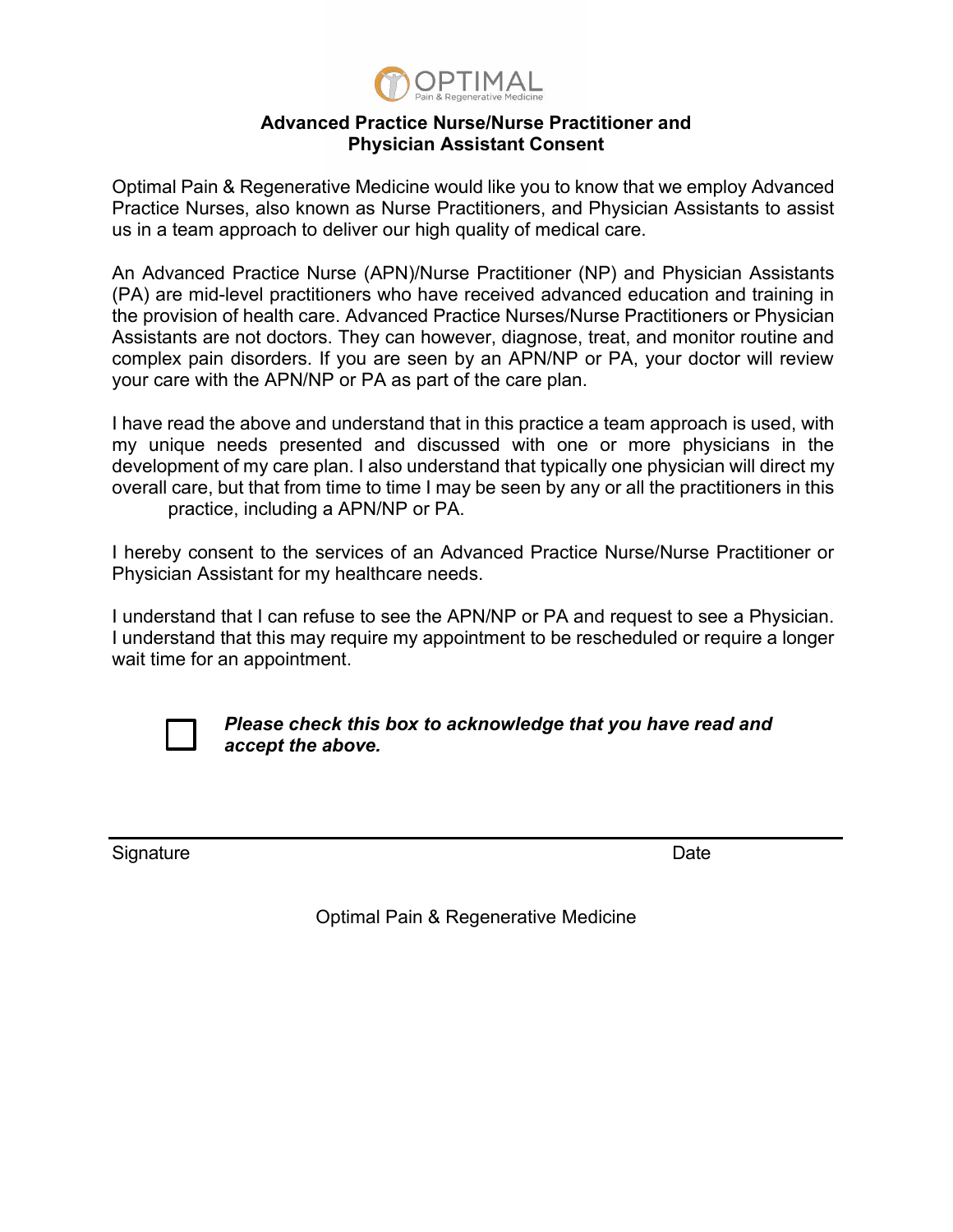OPTIMAL
Pain & Regenerative Medicine

## Advanced Practice Nurse/Nurse Practitioner and Physician Assistant Consent

Optimal Pain & Regenerative Medicine would like you to know that we employ Advanced Practice Nurses, also known as Nurse Practitioners, and Physician Assistants to assist us in a team approach to deliver our high quality of medical care.

An Advanced Practice Nurse (APN)/Nurse Practitioner (NP) and Physician Assistants (PA) are mid-level practitioners who have received advanced education and training in the provision of health care. Advanced Practice Nurses/Nurse Practitioners or Physician Assistants are not doctors. They can however, diagnose, treat, and monitor routine and complex pain disorders. If you are seen by an APN/NP or PA, your doctor will review your care with the APN/NP or PA as part of the care plan.

I have read the above and understand that in this practice a team approach is used, with my unique needs presented and discussed with one or more physicians in the development of my care plan. I also understand that typically one physician will direct my overall care, but that from time to time I may be seen by any or all the practitioners in this practice, including a APN/NP or PA.

I hereby consent to the services of an Advanced Practice Nurse/Nurse Practitioner or Physician Assistant for my healthcare needs.

I understand that I can refuse to see the APN/NP or PA and request to see a Physician. I understand that this may require my appointment to be rescheduled or require a longer wait time for an appointment.

☐ ***Please check this box to acknowledge that you have read and accept the above.***

Signature ______________________________ Date __________

Optimal Pain & Regenerative Medicine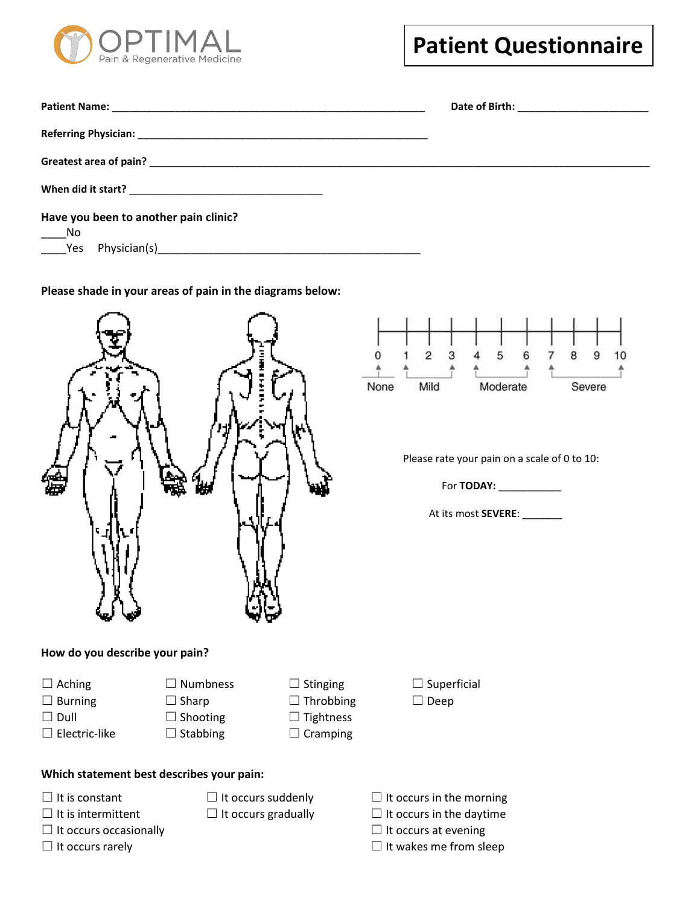OPTIMAL
Pain & Regenerative Medicine

# Patient Questionnaire

**Patient Name:** ________________________________________________________ **Date of Birth:** ________________________

**Referring Physician:** ____________________________________________________

**Greatest area of pain?** ___________________________________________________________________________________________

**When did it start?** ___________________________________

**Have you been to another pain clinic?**

____No

____Yes  Physician(s)_______________________________________________

**Please shade in your areas of pain in the diagrams below:**

0 1 2 3 4 5 6 7 8 9 10

None Mild Moderate Severe

Please rate your pain on a scale of 0 to 10:

For **TODAY:** ___________

At its most **SEVERE**: _______

**How do you describe your pain?**

☐ Aching
☐ Burning
☐ Dull
☐ Electric-like
☐ Numbness
☐ Sharp
☐ Shooting
☐ Stabbing
☐ Stinging
☐ Throbbing
☐ Tightness
☐ Cramping
☐ Superficial
☐ Deep

**Which statement best describes your pain:**

☐ It is constant
☐ It is intermittent
☐ It occurs occasionally
☐ It occurs rarely
☐ It occurs suddenly
☐ It occurs gradually
☐ It occurs in the morning
☐ It occurs in the daytime
☐ It occurs at evening
☐ It wakes me from sleep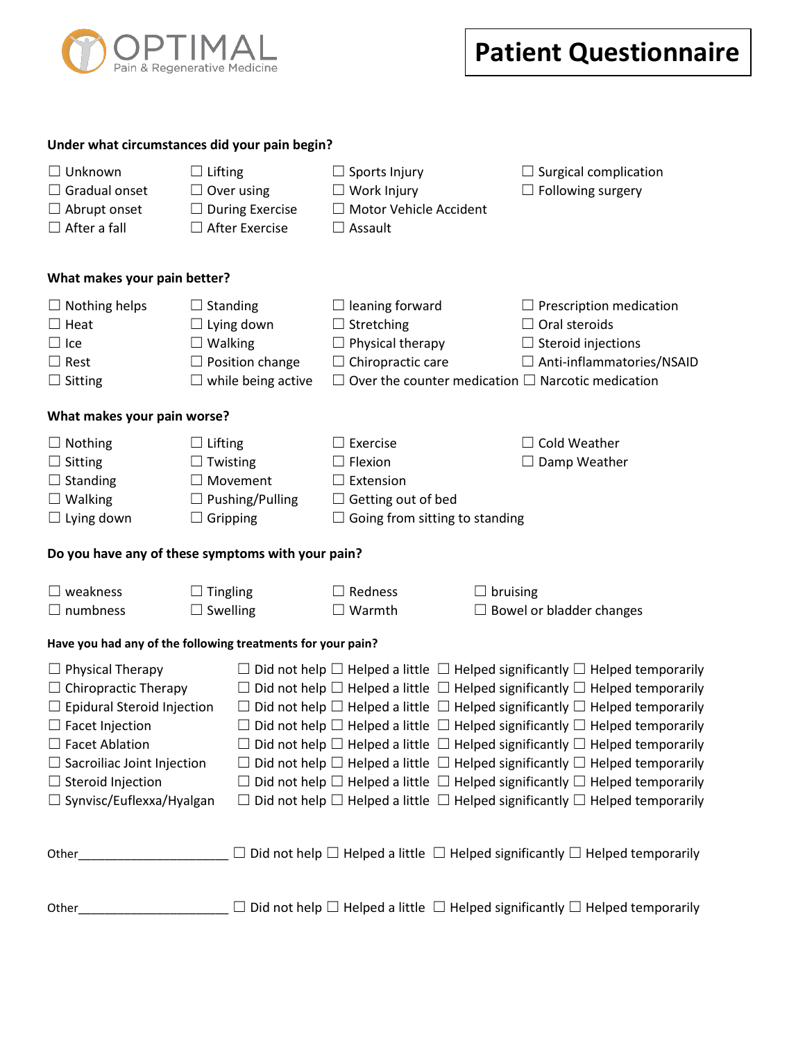**OPTIMAL** Pain & Regenerative Medicine

# Patient Questionnaire

**Under what circumstances did your pain begin?**

☐ Unknown ☐ Lifting ☐ Sports Injury ☐ Surgical complication
☐ Gradual onset ☐ Over using ☐ Work Injury ☐ Following surgery
☐ Abrupt onset ☐ During Exercise ☐ Motor Vehicle Accident
☐ After a fall ☐ After Exercise ☐ Assault

**What makes your pain better?**

☐ Nothing helps ☐ Standing ☐ leaning forward ☐ Prescription medication
☐ Heat ☐ Lying down ☐ Stretching ☐ Oral steroids
☐ Ice ☐ Walking ☐ Physical therapy ☐ Steroid injections
☐ Rest ☐ Position change ☐ Chiropractic care ☐ Anti-inflammatories/NSAID
☐ Sitting ☐ while being active ☐ Over the counter medication ☐ Narcotic medication

**What makes your pain worse?**

☐ Nothing ☐ Lifting ☐ Exercise ☐ Cold Weather
☐ Sitting ☐ Twisting ☐ Flexion ☐ Damp Weather
☐ Standing ☐ Movement ☐ Extension
☐ Walking ☐ Pushing/Pulling ☐ Getting out of bed
☐ Lying down ☐ Gripping ☐ Going from sitting to standing

**Do you have any of these symptoms with your pain?**

☐ weakness ☐ Tingling ☐ Redness ☐ bruising
☐ numbness ☐ Swelling ☐ Warmth ☐ Bowel or bladder changes

**Have you had any of the following treatments for your pain?**

☐ Physical Therapy ☐ Did not help ☐ Helped a little ☐ Helped significantly ☐ Helped temporarily
☐ Chiropractic Therapy ☐ Did not help ☐ Helped a little ☐ Helped significantly ☐ Helped temporarily
☐ Epidural Steroid Injection ☐ Did not help ☐ Helped a little ☐ Helped significantly ☐ Helped temporarily
☐ Facet Injection ☐ Did not help ☐ Helped a little ☐ Helped significantly ☐ Helped temporarily
☐ Facet Ablation ☐ Did not help ☐ Helped a little ☐ Helped significantly ☐ Helped temporarily
☐ Sacroiliac Joint Injection ☐ Did not help ☐ Helped a little ☐ Helped significantly ☐ Helped temporarily
☐ Steroid Injection ☐ Did not help ☐ Helped a little ☐ Helped significantly ☐ Helped temporarily
☐ Synvisc/Euflexxa/Hyalgan ☐ Did not help ☐ Helped a little ☐ Helped significantly ☐ Helped temporarily

Other______________________ ☐ Did not help ☐ Helped a little ☐ Helped significantly ☐ Helped temporarily

Other______________________ ☐ Did not help ☐ Helped a little ☐ Helped significantly ☐ Helped temporarily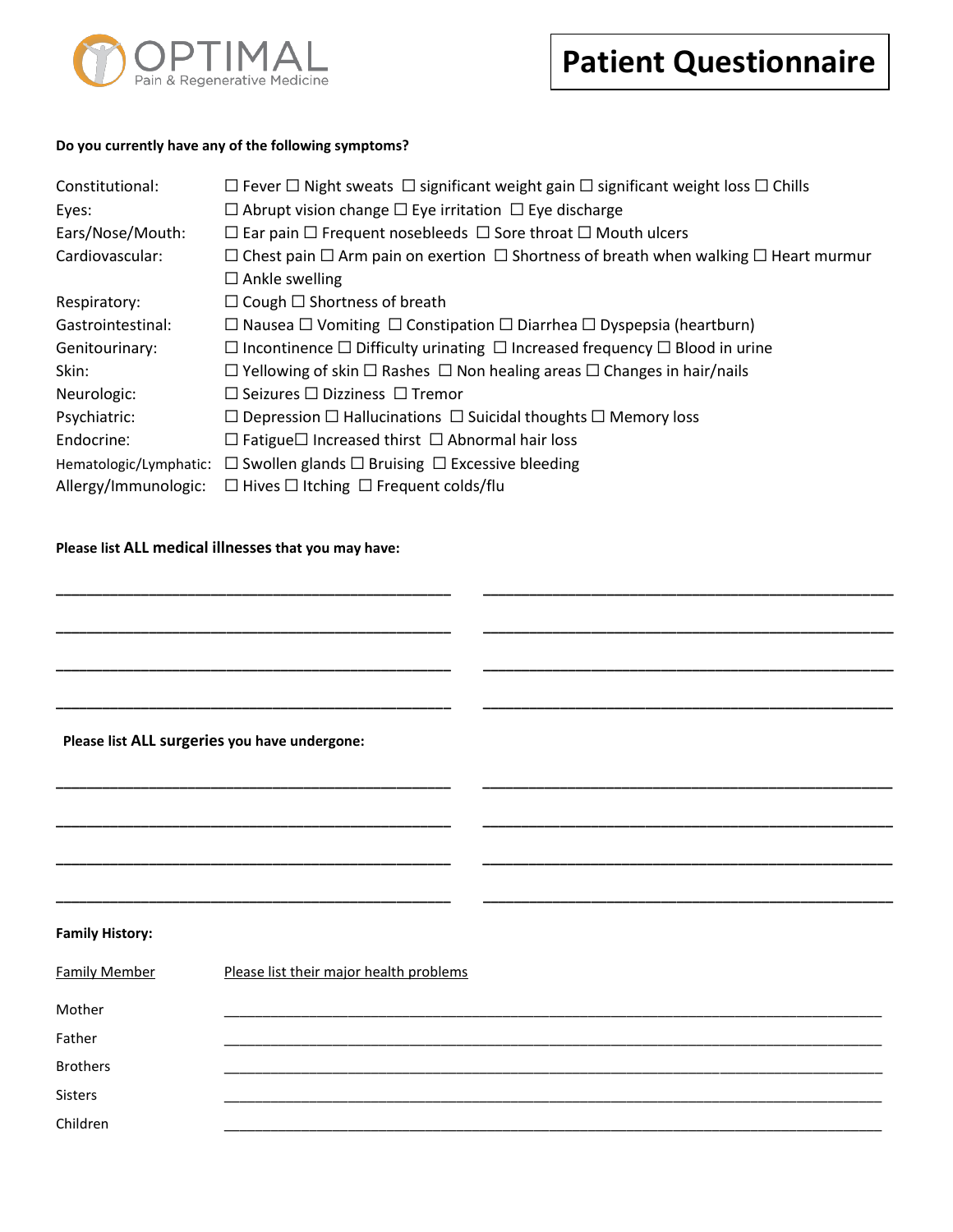OPTIMAL
Pain & Regenerative Medicine

# Patient Questionnaire

**Do you currently have any of the following symptoms?**

| | |
|---|---|
| Constitutional: | ☐ Fever ☐ Night sweats ☐ significant weight gain ☐ significant weight loss ☐ Chills |
| Eyes: | ☐ Abrupt vision change ☐ Eye irritation ☐ Eye discharge |
| Ears/Nose/Mouth: | ☐ Ear pain ☐ Frequent nosebleeds ☐ Sore throat ☐ Mouth ulcers |
| Cardiovascular: | ☐ Chest pain ☐ Arm pain on exertion ☐ Shortness of breath when walking ☐ Heart murmur ☐ Ankle swelling |
| Respiratory: | ☐ Cough ☐ Shortness of breath |
| Gastrointestinal: | ☐ Nausea ☐ Vomiting ☐ Constipation ☐ Diarrhea ☐ Dyspepsia (heartburn) |
| Genitourinary: | ☐ Incontinence ☐ Difficulty urinating ☐ Increased frequency ☐ Blood in urine |
| Skin: | ☐ Yellowing of skin ☐ Rashes ☐ Non healing areas ☐ Changes in hair/nails |
| Neurologic: | ☐ Seizures ☐ Dizziness ☐ Tremor |
| Psychiatric: | ☐ Depression ☐ Hallucinations ☐ Suicidal thoughts ☐ Memory loss |
| Endocrine: | ☐ Fatigue☐ Increased thirst ☐ Abnormal hair loss |
| Hematologic/Lymphatic: | ☐ Swollen glands ☐ Bruising ☐ Excessive bleeding |
| Allergy/Immunologic: | ☐ Hives ☐ Itching ☐ Frequent colds/flu |

**Please list ALL medical illnesses that you may have:**

_______________________________________________ _______________________________________________

_______________________________________________ _______________________________________________

_______________________________________________ _______________________________________________

_______________________________________________ _______________________________________________

**Please list ALL surgeries you have undergone:**

_______________________________________________ _______________________________________________

_______________________________________________ _______________________________________________

_______________________________________________ _______________________________________________

_______________________________________________ _______________________________________________

**Family History:**

| Family Member | Please list their major health problems |
|---|---|
| Mother | ______________________________________________________________ |
| Father | ______________________________________________________________ |
| Brothers | ______________________________________________________________ |
| Sisters | ______________________________________________________________ |
| Children | ______________________________________________________________ |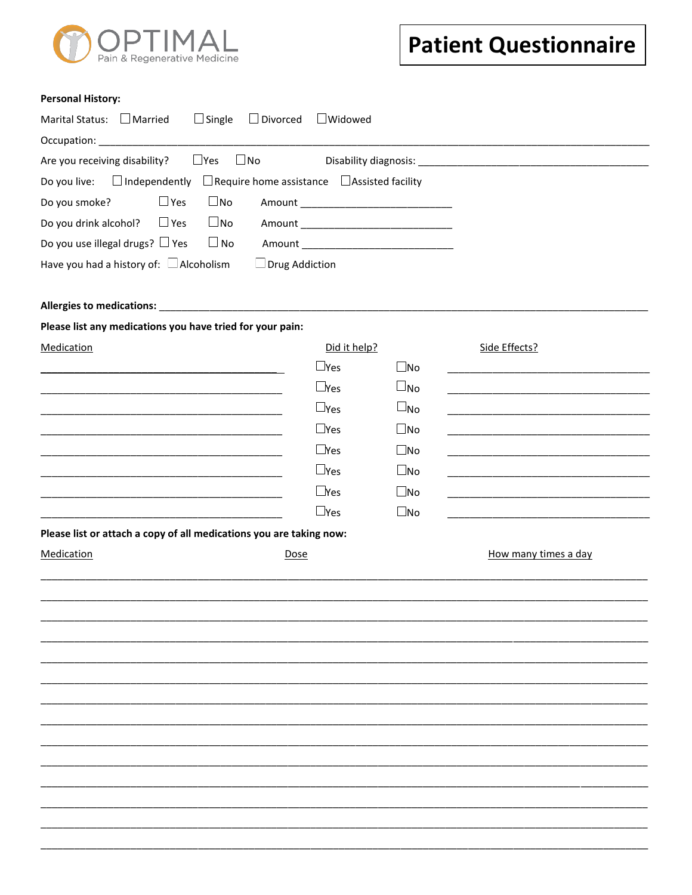OPTIMAL
Pain & Regenerative Medicine

# Patient Questionnaire

**Personal History:**

Marital Status: ☐ Married ☐ Single ☐ Divorced ☐ Widowed

Occupation: ______________________________________________________________________________

Are you receiving disability? ☐ Yes ☐ No Disability diagnosis: ______________________________________

Do you live: ☐ Independently ☐ Require home assistance ☐ Assisted facility

Do you smoke? ☐ Yes ☐ No Amount __________________________

Do you drink alcohol? ☐ Yes ☐ No Amount __________________________

Do you use illegal drugs? ☐ Yes ☐ No Amount __________________________

Have you had a history of: ☐ Alcoholism ☐ Drug Addiction

**Allergies to medications:** ______________________________________________________________________

**Please list any medications you have tried for your pain:**

| Medication | Did it help? | | Side Effects? |
|---|---|---|---|
| ____________________ | ☐ Yes | ☐ No | ____________________ |
| ____________________ | ☐ Yes | ☐ No | ____________________ |
| ____________________ | ☐ Yes | ☐ No | ____________________ |
| ____________________ | ☐ Yes | ☐ No | ____________________ |
| ____________________ | ☐ Yes | ☐ No | ____________________ |
| ____________________ | ☐ Yes | ☐ No | ____________________ |
| ____________________ | ☐ Yes | ☐ No | ____________________ |
| ____________________ | ☐ Yes | ☐ No | ____________________ |

**Please list or attach a copy of all medications you are taking now:**

| Medication | Dose | How many times a day |
|---|---|---|
| | | |
| | | |
| | | |
| | | |
| | | |
| | | |
| | | |
| | | |
| | | |
| | | |
| | | |
| | | |
| | | |
| | | |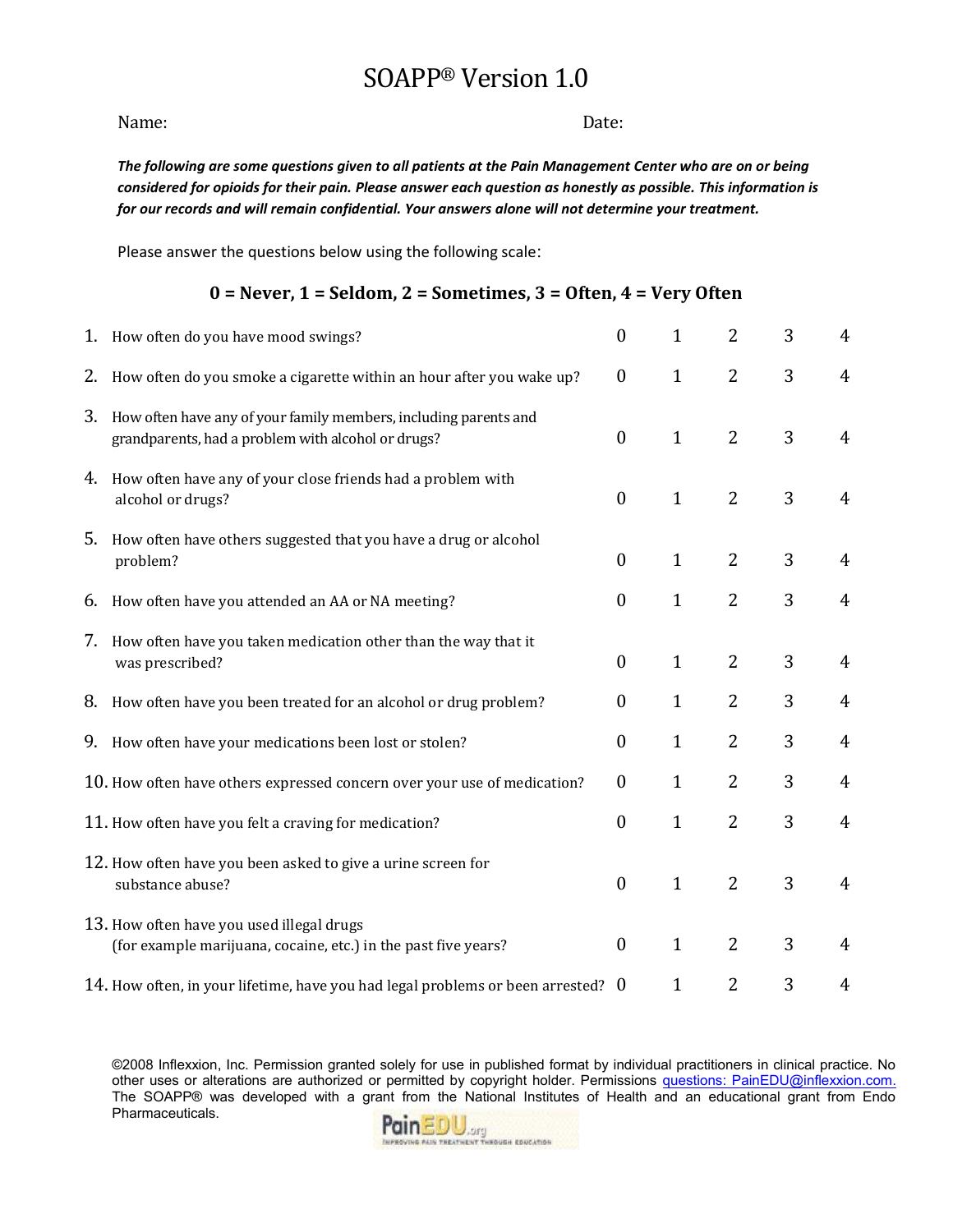# SOAPP® Version 1.0

Name: Date:

***The following are some questions given to all patients at the Pain Management Center who are on or being considered for opioids for their pain. Please answer each question as honestly as possible. This information is for our records and will remain confidential. Your answers alone will not determine your treatment.***

Please answer the questions below using the following scale:

**0 = Never, 1 = Seldom, 2 = Sometimes, 3 = Often, 4 = Very Often**

| | | | | | | |
|---|---|---|---|---|---|---|
| 1. | How often do you have mood swings? | 0 | 1 | 2 | 3 | 4 |
| 2. | How often do you smoke a cigarette within an hour after you wake up? | 0 | 1 | 2 | 3 | 4 |
| 3. | How often have any of your family members, including parents and grandparents, had a problem with alcohol or drugs? | 0 | 1 | 2 | 3 | 4 |
| 4. | How often have any of your close friends had a problem with alcohol or drugs? | 0 | 1 | 2 | 3 | 4 |
| 5. | How often have others suggested that you have a drug or alcohol problem? | 0 | 1 | 2 | 3 | 4 |
| 6. | How often have you attended an AA or NA meeting? | 0 | 1 | 2 | 3 | 4 |
| 7. | How often have you taken medication other than the way that it was prescribed? | 0 | 1 | 2 | 3 | 4 |
| 8. | How often have you been treated for an alcohol or drug problem? | 0 | 1 | 2 | 3 | 4 |
| 9. | How often have your medications been lost or stolen? | 0 | 1 | 2 | 3 | 4 |
| 10. | How often have others expressed concern over your use of medication? | 0 | 1 | 2 | 3 | 4 |
| 11. | How often have you felt a craving for medication? | 0 | 1 | 2 | 3 | 4 |
| 12. | How often have you been asked to give a urine screen for substance abuse? | 0 | 1 | 2 | 3 | 4 |
| 13. | How often have you used illegal drugs (for example marijuana, cocaine, etc.) in the past five years? | 0 | 1 | 2 | 3 | 4 |
| 14. | How often, in your lifetime, have you had legal problems or been arrested? | 0 | 1 | 2 | 3 | 4 |

©2008 Inflexxion, Inc. Permission granted solely for use in published format by individual practitioners in clinical practice. No other uses or alterations are authorized or permitted by copyright holder. Permissions questions: PainEDU@inflexxion.com. The SOAPP® was developed with a grant from the National Institutes of Health and an educational grant from Endo Pharmaceuticals.

PainEDU.org
IMPROVING PAIN TREATMENT THROUGH EDUCATION